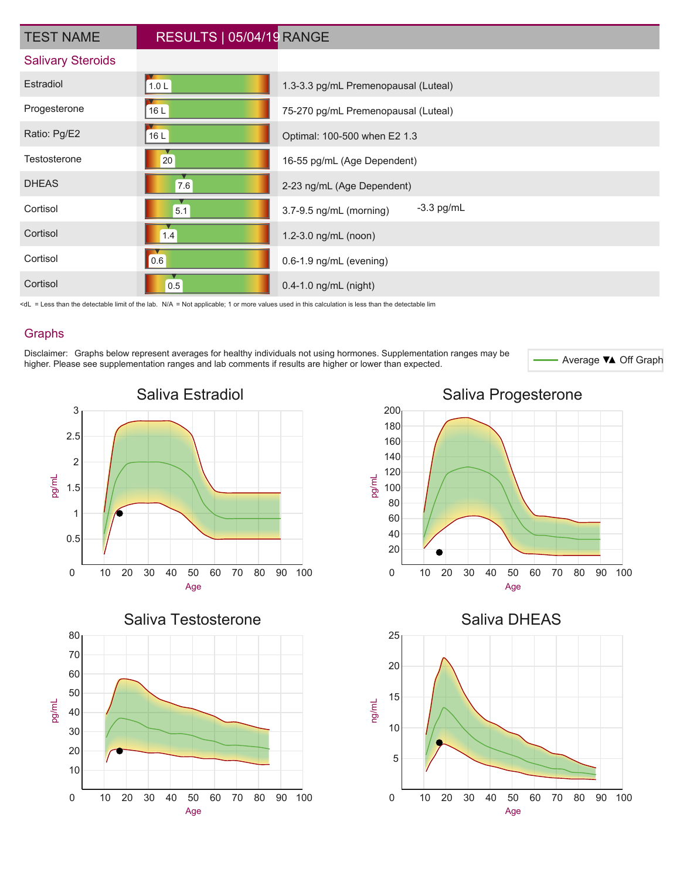| TEST NAME | RESULTS \| 05/04/19 | RANGE |
|---|---|---|
| **Salivary Steroids** | | |
| Estradiol | 1.0 L | 1.3-3.3 pg/mL Premenopausal (Luteal) |
| Progesterone | 16 L | 75-270 pg/mL Premenopausal (Luteal) |
| Ratio: Pg/E2 | 16 L | Optimal: 100-500 when E2 1.3 -3.3 pg/mL |
| Testosterone | 20 | 16-55 pg/mL (Age Dependent) |
| DHEAS | 7.6 | 2-23 ng/mL (Age Dependent) |
| Cortisol | 5.1 | 3.7-9.5 ng/mL (morning) |
| Cortisol | 1.4 | 1.2-3.0 ng/mL (noon) |
| Cortisol | 0.6 | 0.6-1.9 ng/mL (evening) |
| Cortisol | 0.5 | 0.4-1.0 ng/mL (night) |

<dL = Less than the detectable limit of the lab. N/A = Not applicable; 1 or more values used in this calculation is less than the detectable lim

## Graphs

Disclaimer: Graphs below represent averages for healthy individuals not using hormones. Supplementation ranges may be higher. Please see supplementation ranges and lab comments if results are higher or lower than expected.

Average ▼▲ Off Graph

Saliva Estradiol

Saliva Progesterone

Saliva Testosterone

Saliva DHEAS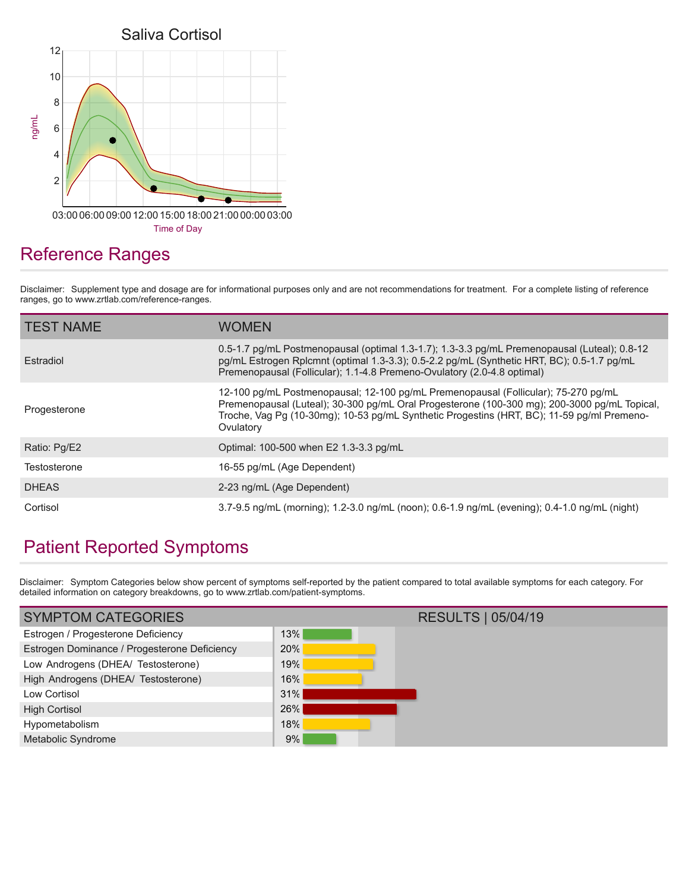Saliva Cortisol

ng/mL

Time of Day

## Reference Ranges

Disclaimer: Supplement type and dosage are for informational purposes only and are not recommendations for treatment. For a complete listing of reference ranges, go to www.zrtlab.com/reference-ranges.

| TEST NAME | WOMEN |
|---|---|
| Estradiol | 0.5-1.7 pg/mL Postmenopausal (optimal 1.3-1.7); 1.3-3.3 pg/mL Premenopausal (Luteal); 0.8-12 pg/mL Estrogen Rplcmnt (optimal 1.3-3.3); 0.5-2.2 pg/mL (Synthetic HRT, BC); 0.5-1.7 pg/mL Premenopausal (Follicular); 1.1-4.8 Premeno-Ovulatory (2.0-4.8 optimal) |
| Progesterone | 12-100 pg/mL Postmenopausal; 12-100 pg/mL Premenopausal (Follicular); 75-270 pg/mL Premenopausal (Luteal); 30-300 pg/mL Oral Progesterone (100-300 mg); 200-3000 pg/mL Topical, Troche, Vag Pg (10-30mg); 10-53 pg/mL Synthetic Progestins (HRT, BC); 11-59 pg/ml Premeno-Ovulatory |
| Ratio: Pg/E2 | Optimal: 100-500 when E2 1.3-3.3 pg/mL |
| Testosterone | 16-55 pg/mL (Age Dependent) |
| DHEAS | 2-23 ng/mL (Age Dependent) |
| Cortisol | 3.7-9.5 ng/mL (morning); 1.2-3.0 ng/mL (noon); 0.6-1.9 ng/mL (evening); 0.4-1.0 ng/mL (night) |

## Patient Reported Symptoms

Disclaimer: Symptom Categories below show percent of symptoms self-reported by the patient compared to total available symptoms for each category. For detailed information on category breakdowns, go to www.zrtlab.com/patient-symptoms.

| SYMPTOM CATEGORIES | RESULTS \| 05/04/19 |
|---|---|
| Estrogen / Progesterone Deficiency | 13% |
| Estrogen Dominance / Progesterone Deficiency | 20% |
| Low Androgens (DHEA/ Testosterone) | 19% |
| High Androgens (DHEA/ Testosterone) | 16% |
| Low Cortisol | 31% |
| High Cortisol | 26% |
| Hypometabolism | 18% |
| Metabolic Syndrome | 9% |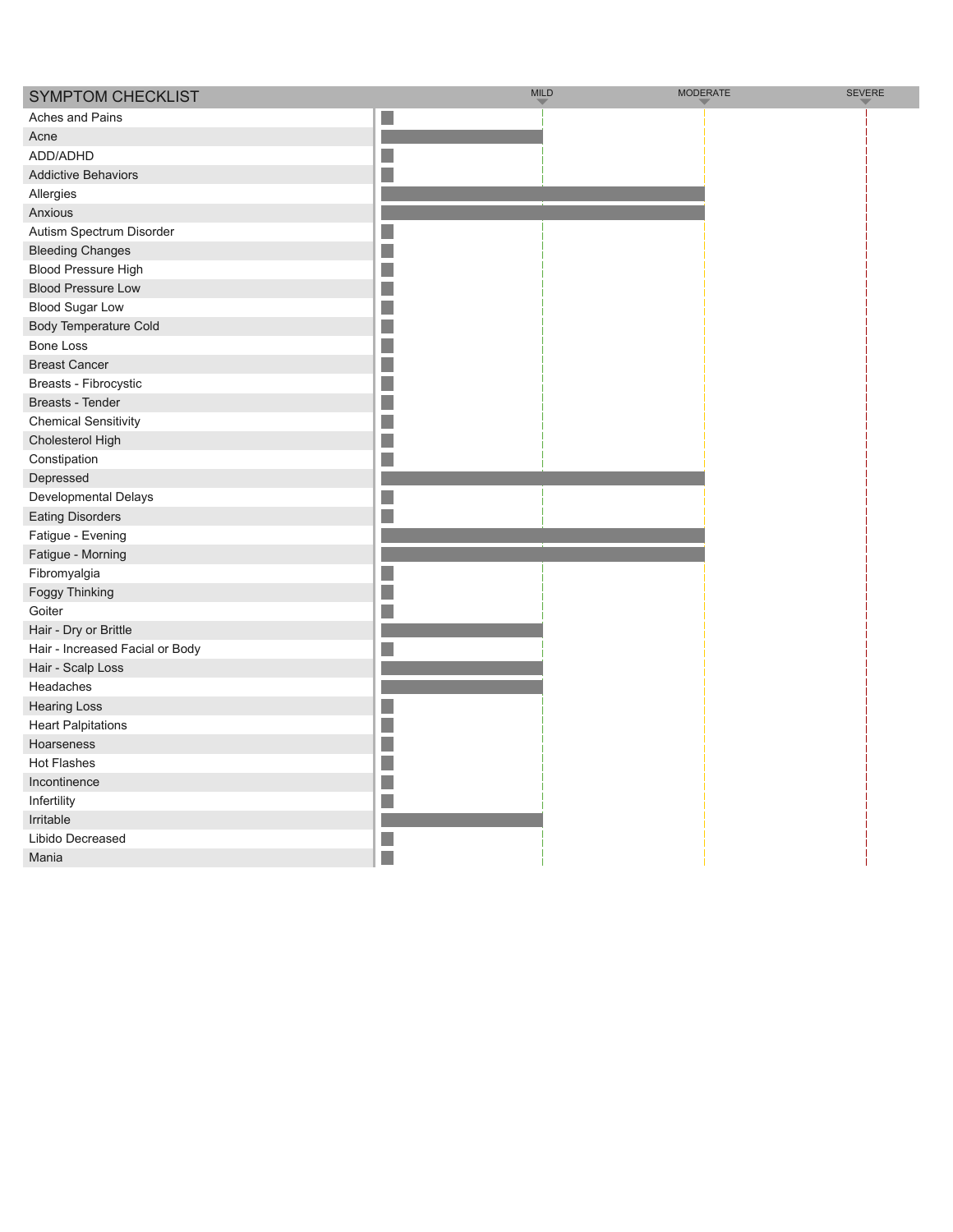## SYMPTOM CHECKLIST

| Symptom | Severity |
|---|---|
| Aches and Pains | |
| Acne | Mild |
| ADD/ADHD | |
| Addictive Behaviors | |
| Allergies | Moderate |
| Anxious | Moderate |
| Autism Spectrum Disorder | |
| Bleeding Changes | |
| Blood Pressure High | |
| Blood Pressure Low | |
| Blood Sugar Low | |
| Body Temperature Cold | |
| Bone Loss | |
| Breast Cancer | |
| Breasts - Fibrocystic | |
| Breasts - Tender | |
| Chemical Sensitivity | |
| Cholesterol High | |
| Constipation | |
| Depressed | Moderate |
| Developmental Delays | |
| Eating Disorders | |
| Fatigue - Evening | Moderate |
| Fatigue - Morning | Moderate |
| Fibromyalgia | |
| Foggy Thinking | |
| Goiter | |
| Hair - Dry or Brittle | Mild |
| Hair - Increased Facial or Body | |
| Hair - Scalp Loss | Mild |
| Headaches | Mild |
| Hearing Loss | |
| Heart Palpitations | |
| Hoarseness | |
| Hot Flashes | |
| Incontinence | |
| Infertility | |
| Irritable | Mild |
| Libido Decreased | |
| Mania | |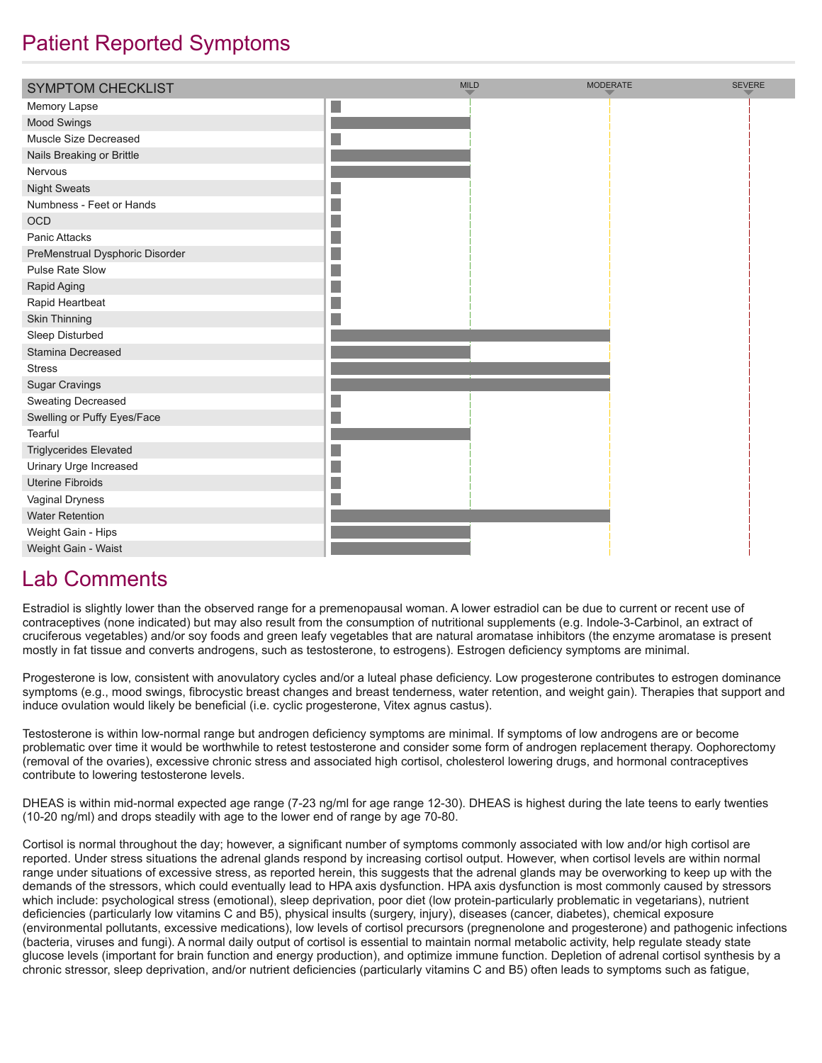# Patient Reported Symptoms

SYMPTOM CHECKLIST

MILD

MODERATE

SEVERE

Memory Lapse

Mood Swings

Muscle Size Decreased

Nails Breaking or Brittle

Nervous

Night Sweats

Numbness - Feet or Hands

OCD

Panic Attacks

PreMenstrual Dysphoric Disorder

Pulse Rate Slow

Rapid Aging

Rapid Heartbeat

Skin Thinning

Sleep Disturbed

Stamina Decreased

Stress

Sugar Cravings

Sweating Decreased

Swelling or Puffy Eyes/Face

Tearful

Triglycerides Elevated

Urinary Urge Increased

Uterine Fibroids

Vaginal Dryness

Water Retention

Weight Gain - Hips

Weight Gain - Waist

# Lab Comments

Estradiol is slightly lower than the observed range for a premenopausal woman. A lower estradiol can be due to current or recent use of contraceptives (none indicated) but may also result from the consumption of nutritional supplements (e.g. Indole-3-Carbinol, an extract of cruciferous vegetables) and/or soy foods and green leafy vegetables that are natural aromatase inhibitors (the enzyme aromatase is present mostly in fat tissue and converts androgens, such as testosterone, to estrogens). Estrogen deficiency symptoms are minimal.

Progesterone is low, consistent with anovulatory cycles and/or a luteal phase deficiency. Low progesterone contributes to estrogen dominance symptoms (e.g., mood swings, fibrocystic breast changes and breast tenderness, water retention, and weight gain). Therapies that support and induce ovulation would likely be beneficial (i.e. cyclic progesterone, Vitex agnus castus).

Testosterone is within low-normal range but androgen deficiency symptoms are minimal. If symptoms of low androgens are or become problematic over time it would be worthwhile to retest testosterone and consider some form of androgen replacement therapy. Oophorectomy (removal of the ovaries), excessive chronic stress and associated high cortisol, cholesterol lowering drugs, and hormonal contraceptives contribute to lowering testosterone levels.

DHEAS is within mid-normal expected age range (7-23 ng/ml for age range 12-30). DHEAS is highest during the late teens to early twenties (10-20 ng/ml) and drops steadily with age to the lower end of range by age 70-80.

Cortisol is normal throughout the day; however, a significant number of symptoms commonly associated with low and/or high cortisol are reported. Under stress situations the adrenal glands respond by increasing cortisol output. However, when cortisol levels are within normal range under situations of excessive stress, as reported herein, this suggests that the adrenal glands may be overworking to keep up with the demands of the stressors, which could eventually lead to HPA axis dysfunction. HPA axis dysfunction is most commonly caused by stressors which include: psychological stress (emotional), sleep deprivation, poor diet (low protein-particularly problematic in vegetarians), nutrient deficiencies (particularly low vitamins C and B5), physical insults (surgery, injury), diseases (cancer, diabetes), chemical exposure (environmental pollutants, excessive medications), low levels of cortisol precursors (pregnenolone and progesterone) and pathogenic infections (bacteria, viruses and fungi). A normal daily output of cortisol is essential to maintain normal metabolic activity, help regulate steady state glucose levels (important for brain function and energy production), and optimize immune function. Depletion of adrenal cortisol synthesis by a chronic stressor, sleep deprivation, and/or nutrient deficiencies (particularly vitamins C and B5) often leads to symptoms such as fatigue,